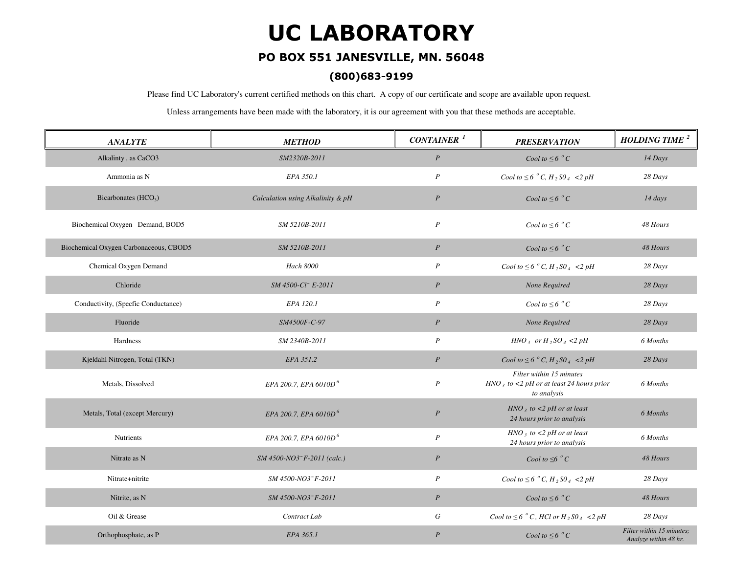# UC LABORATORY

## PO BOX 551 JANESVILLE, MN. 56048

### (800)683-9199

Please find UC Laboratory's current certified methods on this chart. A copy of our certificate and scope are available upon request.

Unless arrangements have been made with the laboratory, it is our agreement with you that these methods are acceptable.

| *ANALYTE* | *METHOD* | *CONTAINER* [1] | *PRESERVATION* | *HOLDING TIME* [2] |
|---|---|---|---|---|
| Alkalinty , as CaCO3 | *SM2320B-2011* | *P* | *Cool to ≤ 6 °C* | *14 Days* |
| Ammonia as N | *EPA 350.1* | *P* | *Cool to ≤ 6 °C, $H_2SO_4$ <2 pH* | *28 Days* |
| Bicarbonates ($HCO_3$) | *Calculation using Alkalinity & pH* | *P* | *Cool to ≤ 6 °C* | *14 days* |
| Biochemical Oxygen Demand, BOD5 | *SM 5210B-2011* | *P* | *Cool to ≤ 6 °C* | *48 Hours* |
| Biochemical Oxygen Carbonaceous, CBOD5 | *SM 5210B-2011* | *P* | *Cool to ≤ 6 °C* | *48 Hours* |
| Chemical Oxygen Demand | *Hach 8000* | *P* | *Cool to ≤ 6 °C, $H_2SO_4$ <2 pH* | *28 Days* |
| Chloride | *SM 4500-$Cl^-$ E-2011* | *P* | *None Required* | *28 Days* |
| Conductivity, (Specfic Conductance) | *EPA 120.1* | *P* | *Cool to ≤ 6 °C* | *28 Days* |
| Fluoride | *SM4500F-C-97* | *P* | *None Required* | *28 Days* |
| Hardness | *SM 2340B-2011* | *P* | *$HNO_3$ or $H_2SO_4$ <2 pH* | *6 Months* |
| Kjeldahl Nitrogen, Total (TKN) | *EPA 351.2* | *P* | *Cool to ≤ 6 °C, $H_2SO_4$ <2 pH* | *28 Days* |
| Metals, Dissolved | *EPA 200.7, EPA 6010D* [6] | *P* | *Filter within 15 minutes $HNO_3$ to <2 pH or at least 24 hours prior to analysis* | *6 Months* |
| Metals, Total (except Mercury) | *EPA 200.7, EPA 6010D* [6] | *P* | *$HNO_3$ to <2 pH or at least 24 hours prior to analysis* | *6 Months* |
| Nutrients | *EPA 200.7, EPA 6010D* [6] | *P* | *$HNO_3$ to <2 pH or at least 24 hours prior to analysis* | *6 Months* |
| Nitrate as N | *SM 4500-$NO_3^-$ F-2011 (calc.)* | *P* | *Cool to ≤6 °C* | *48 Hours* |
| Nitrate+nitrite | *SM 4500-$NO_3^-$ F-2011* | *P* | *Cool to ≤ 6 °C, $H_2SO_4$ <2 pH* | *28 Days* |
| Nitrite, as N | *SM 4500-$NO_3^-$ F-2011* | *P* | *Cool to ≤ 6 °C* | *48 Hours* |
| Oil & Grease | *Contract Lab* | *G* | *Cool to ≤ 6 °C, HCl or $H_2SO_4$ <2 pH* | *28 Days* |
| Orthophosphate, as P | *EPA 365.1* | *P* | *Cool to ≤ 6 °C* | *Filter within 15 minutes; Analyze within 48 hr.* |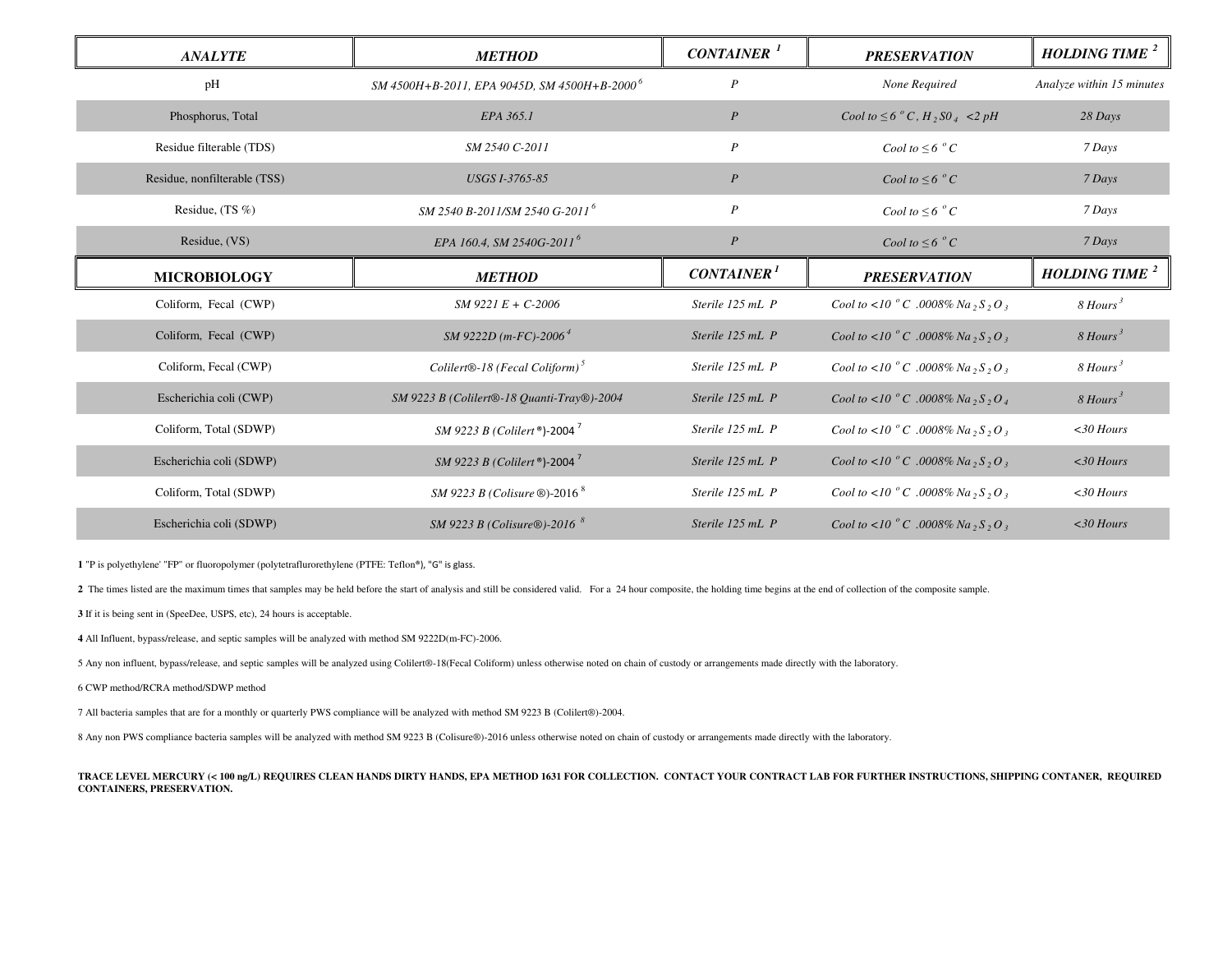| ANALYTE | METHOD | CONTAINER [1] | PRESERVATION | HOLDING TIME [2] |
|---|---|---|---|---|
| pH | SM 4500H+B-2011, EPA 9045D, SM 4500H+B-2000 [6] | P | None Required | Analyze within 15 minutes |
| Phosphorus, Total | EPA 365.1 | P | Cool to ≤ 6 °C, $H_2SO_4$ <2 pH | 28 Days |
| Residue filterable (TDS) | SM 2540 C-2011 | P | Cool to ≤ 6 °C | 7 Days |
| Residue, nonfilterable (TSS) | USGS I-3765-85 | P | Cool to ≤ 6 °C | 7 Days |
| Residue, (TS %) | SM 2540 B-2011/SM 2540 G-2011 [6] | P | Cool to ≤ 6 °C | 7 Days |
| Residue, (VS) | EPA 160.4, SM 2540G-2011 [6] | P | Cool to ≤ 6 °C | 7 Days |
| **MICROBIOLOGY** | **METHOD** | **CONTAINER [1]** | **PRESERVATION** | **HOLDING TIME [2]** |
| Coliform, Fecal (CWP) | SM 9221 E + C-2006 | Sterile 125 mL P | Cool to <10 °C .0008% $Na_2S_2O_3$ | 8 Hours [3] |
| Coliform, Fecal (CWP) | SM 9222D (m-FC)-2006 [4] | Sterile 125 mL P | Cool to <10 °C .0008% $Na_2S_2O_3$ | 8 Hours [3] |
| Coliform, Fecal (CWP) | Colilert®-18 (Fecal Coliform) [5] | Sterile 125 mL P | Cool to <10 °C .0008% $Na_2S_2O_3$ | 8 Hours [3] |
| Escherichia coli (CWP) | SM 9223 B (Colilert®-18 Quanti-Tray®)-2004 | Sterile 125 mL P | Cool to <10 °C .0008% $Na_2S_2O_4$ | 8 Hours [3] |
| Coliform, Total (SDWP) | SM 9223 B (Colilert®)-2004 [7] | Sterile 125 mL P | Cool to <10 °C .0008% $Na_2S_2O_3$ | <30 Hours |
| Escherichia coli (SDWP) | SM 9223 B (Colilert®)-2004 [7] | Sterile 125 mL P | Cool to <10 °C .0008% $Na_2S_2O_3$ | <30 Hours |
| Coliform, Total (SDWP) | SM 9223 B (Colisure®)-2016 [8] | Sterile 125 mL P | Cool to <10 °C .0008% $Na_2S_2O_3$ | <30 Hours |
| Escherichia coli (SDWP) | SM 9223 B (Colisure®)-2016 [8] | Sterile 125 mL P | Cool to <10 °C .0008% $Na_2S_2O_3$ | <30 Hours |

**1** "P is polyethylene' "FP" or fluoropolymer (polytetraflurorethylene (PTFE: Teflon®), "G" is glass.

**2** The times listed are the maximum times that samples may be held before the start of analysis and still be considered valid. For a 24 hour composite, the holding time begins at the end of collection of the composite sample.

**3** If it is being sent in (SpeeDee, USPS, etc), 24 hours is acceptable.

**4** All Influent, bypass/release, and septic samples will be analyzed with method SM 9222D(m-FC)-2006.

5 Any non influent, bypass/release, and septic samples will be analyzed using Colilert®-18(Fecal Coliform) unless otherwise noted on chain of custody or arrangements made directly with the laboratory.

6 CWP method/RCRA method/SDWP method

7 All bacteria samples that are for a monthly or quarterly PWS compliance will be analyzed with method SM 9223 B (Colilert®)-2004.

8 Any non PWS compliance bacteria samples will be analyzed with method SM 9223 B (Colisure®)-2016 unless otherwise noted on chain of custody or arrangements made directly with the laboratory.

**TRACE LEVEL MERCURY (< 100 ng/L) REQUIRES CLEAN HANDS DIRTY HANDS, EPA METHOD 1631 FOR COLLECTION. CONTACT YOUR CONTRACT LAB FOR FURTHER INSTRUCTIONS, SHIPPING CONTANER, REQUIRED CONTAINERS, PRESERVATION.**